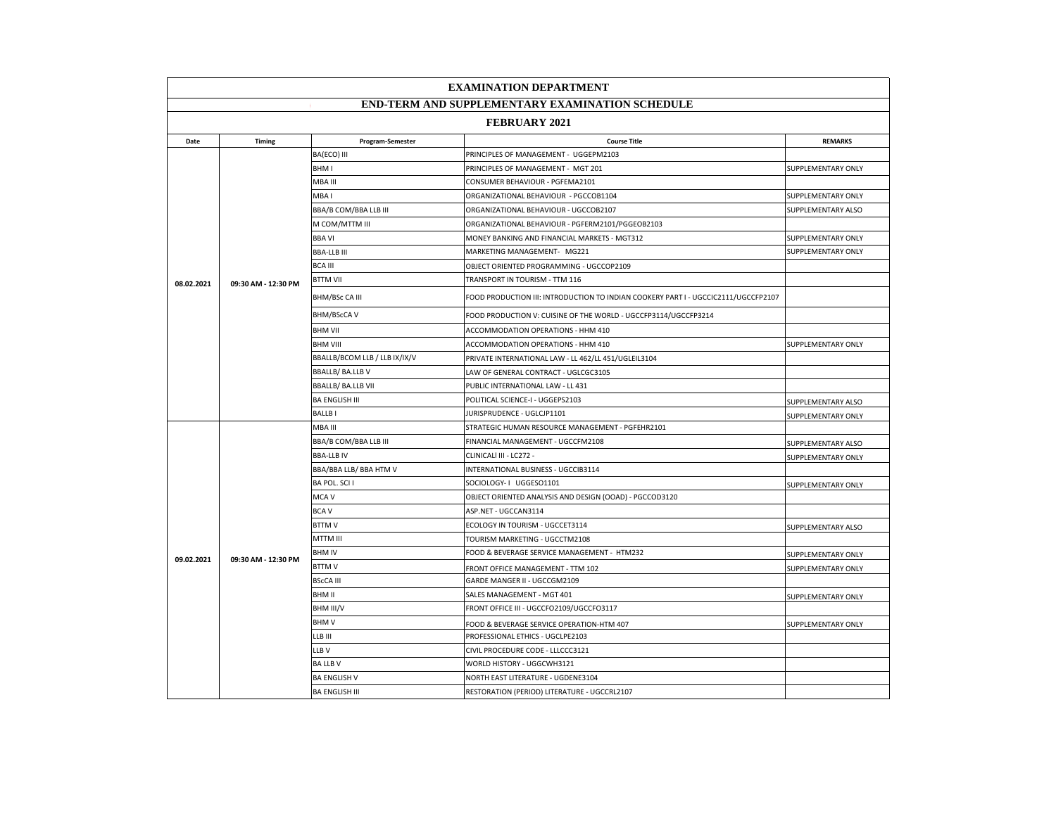# EXAMINATION DEPARTMENT

## END-TERM AND SUPPLEMENTARY EXAMINATION SCHEDULE

### FEBRUARY 2021

| Date | Timing | Program-Semester | Course Title | REMARKS |
|---|---|---|---|---|
| 08.02.2021 | 09:30 AM - 12:30 PM | BA(ECO) III | PRINCIPLES OF MANAGEMENT - UGGEPM2103 | |
| | | BHM I | PRINCIPLES OF MANAGEMENT - MGT 201 | SUPPLEMENTARY ONLY |
| | | MBA III | CONSUMER BEHAVIOUR - PGFEMA2101 | |
| | | MBA I | ORGANIZATIONAL BEHAVIOUR - PGCCOB1104 | SUPPLEMENTARY ONLY |
| | | BBA/B COM/BBA LLB III | ORGANIZATIONAL BEHAVIOUR - UGCCOB2107 | SUPPLEMENTARY ALSO |
| | | M COM/MTTM III | ORGANIZATIONAL BEHAVIOUR - PGFERM2101/PGGEOB2103 | |
| | | BBA VI | MONEY BANKING AND FINANCIAL MARKETS - MGT312 | SUPPLEMENTARY ONLY |
| | | BBA-LLB III | MARKETING MANAGEMENT- MG221 | SUPPLEMENTARY ONLY |
| | | BCA III | OBJECT ORIENTED PROGRAMMING - UGCCOP2109 | |
| | | BTTM VII | TRANSPORT IN TOURISM - TTM 116 | |
| | | BHM/BSc CA III | FOOD PRODUCTION III: INTRODUCTION TO INDIAN COOKERY PART I - UGCCIC2111/UGCCFP2107 | |
| | | BHM/BScCA V | FOOD PRODUCTION V: CUISINE OF THE WORLD - UGCCFP3114/UGCCFP3214 | |
| | | BHM VII | ACCOMMODATION OPERATIONS - HHM 410 | |
| | | BHM VIII | ACCOMMODATION OPERATIONS - HHM 410 | SUPPLEMENTARY ONLY |
| | | BBALLB/BCOM LLB / LLB IX/IX/V | PRIVATE INTERNATIONAL LAW - LL 462/LL 451/UGLEIL3104 | |
| | | BBALLB/ BA.LLB V | LAW OF GENERAL CONTRACT - UGLCGC3105 | |
| | | BBALLB/ BA.LLB VII | PUBLIC INTERNATIONAL LAW - LL 431 | |
| | | BA ENGLISH III | POLITICAL SCIENCE-I - UGGEPS2103 | SUPPLEMENTARY ALSO |
| | | BALLB I | JURISPRUDENCE - UGLCJP1101 | SUPPLEMENTARY ONLY |
| 09.02.2021 | 09:30 AM - 12:30 PM | MBA III | STRATEGIC HUMAN RESOURCE MANAGEMENT - PGFEHR2101 | |
| | | BBA/B COM/BBA LLB III | FINANCIAL MANAGEMENT - UGCCFM2108 | SUPPLEMENTARY ALSO |
| | | BBA-LLB IV | CLINICALI III - LC272 - | SUPPLEMENTARY ONLY |
| | | BBA/BBA LLB/ BBA HTM V | INTERNATIONAL BUSINESS - UGCCIB3114 | |
| | | BA POL. SCI I | SOCIOLOGY- I UGGESO1101 | SUPPLEMENTARY ONLY |
| | | MCA V | OBJECT ORIENTED ANALYSIS AND DESIGN (OOAD) - PGCCOD3120 | |
| | | BCA V | ASP.NET - UGCCAN3114 | |
| | | BTTM V | ECOLOGY IN TOURISM - UGCCET3114 | SUPPLEMENTARY ALSO |
| | | MTTM III | TOURISM MARKETING - UGCCTM2108 | |
| | | BHM IV | FOOD & BEVERAGE SERVICE MANAGEMENT - HTM232 | SUPPLEMENTARY ONLY |
| | | BTTM V | FRONT OFFICE MANAGEMENT - TTM 102 | SUPPLEMENTARY ONLY |
| | | BScCA III | GARDE MANGER II - UGCCGM2109 | |
| | | BHM II | SALES MANAGEMENT - MGT 401 | SUPPLEMENTARY ONLY |
| | | BHM III/V | FRONT OFFICE III - UGCCFO2109/UGCCFO3117 | |
| | | BHM V | FOOD & BEVERAGE SERVICE OPERATION-HTM 407 | SUPPLEMENTARY ONLY |
| | | LLB III | PROFESSIONAL ETHICS - UGCLPE2103 | |
| | | LLB V | CIVIL PROCEDURE CODE - LLLCCC3121 | |
| | | BA LLB V | WORLD HISTORY - UGGCWH3121 | |
| | | BA ENGLISH V | NORTH EAST LITERATURE - UGDENE3104 | |
| | | BA ENGLISH III | RESTORATION (PERIOD) LITERATURE - UGCCRL2107 | |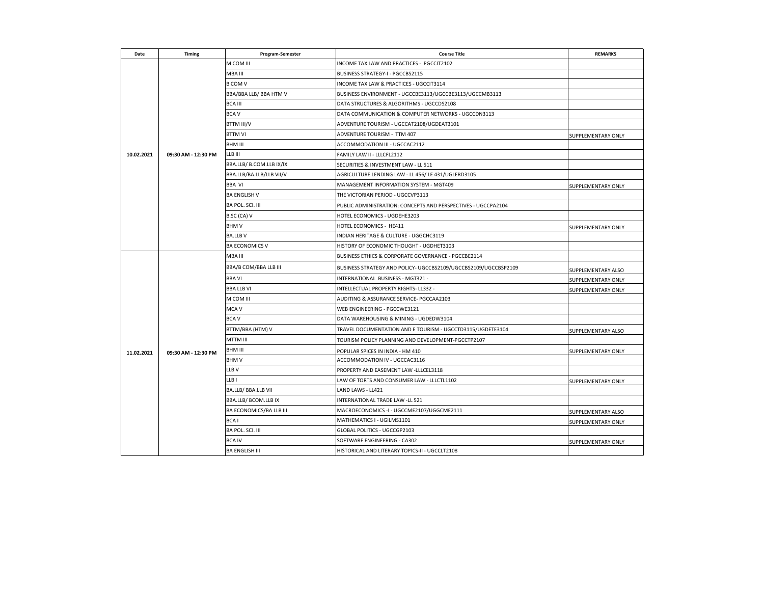| Date | Timing | Program-Semester | Course Title | REMARKS |
| --- | --- | --- | --- | --- |
| 10.02.2021 | 09:30 AM - 12:30 PM | M COM III | INCOME TAX LAW AND PRACTICES - PGCCIT2102 | |
| | | MBA III | BUSINESS STRATEGY-I - PGCCBS2115 | |
| | | B COM V | INCOME TAX LAW & PRACTICES - UGCCIT3114 | |
| | | BBA/BBA LLB/ BBA HTM V | BUSINESS ENVIRONMENT - UGCCBE3113/UGCCBE3113/UGCCMB3113 | |
| | | BCA III | DATA STRUCTURES & ALGORITHMS - UGCCDS2108 | |
| | | BCA V | DATA COMMUNICATION & COMPUTER NETWORKS - UGCCDN3113 | |
| | | BTTM III/V | ADVENTURE TOURISM - UGCCAT2108/UGDEAT3101 | |
| | | BTTM VI | ADVENTURE TOURISM - TTM 407 | SUPPLEMENTARY ONLY |
| | | BHM III | ACCOMMODATION III - UGCCAC2112 | |
| | | LLB III | FAMILY LAW II - LLLCFL2112 | |
| | | BBA.LLB/ B.COM.LLB IX/IX | SECURITIES & INVESTMENT LAW - LL 511 | |
| | | BBA.LLB/BA.LLB/LLB VII/V | AGRICULTURE LENDING LAW - LL 456/ LE 431/UGLERD3105 | |
| | | BBA VI | MANAGEMENT INFORMATION SYSTEM - MGT409 | SUPPLEMENTARY ONLY |
| | | BA ENGLISH V | THE VICTORIAN PERIOD - UGCCVP3113 | |
| | | BA POL. SCI. III | PUBLIC ADMINISTRATION: CONCEPTS AND PERSPECTIVES - UGCCPA2104 | |
| | | B.SC (CA) V | HOTEL ECONOMICS - UGDEHE3203 | |
| | | BHM V | HOTEL ECONOMICS - HE411 | SUPPLEMENTARY ONLY |
| | | BA.LLB V | INDIAN HERITAGE & CULTURE - UGGCHC3119 | |
| | | BA ECONOMICS V | HISTORY OF ECONOMIC THOUGHT - UGDHET3103 | |
| 11.02.2021 | 09:30 AM - 12:30 PM | MBA III | BUSINESS ETHICS & CORPORATE GOVERNANCE - PGCCBE2114 | |
| | | BBA/B COM/BBA LLB III | BUSINESS STRATEGY AND POLICY- UGCCBS2109/UGCCBS2109/UGCCBSP2109 | SUPPLEMENTARY ALSO |
| | | BBA VI | INTERNATIONAL BUSINESS - MGT321 - | SUPPLEMENTARY ONLY |
| | | BBA LLB VI | INTELLECTUAL PROPERTY RIGHTS- LL332 - | SUPPLEMENTARY ONLY |
| | | M COM III | AUDITING & ASSURANCE SERVICE- PGCCAA2103 | |
| | | MCA V | WEB ENGINEERING - PGCCWE3121 | |
| | | BCA V | DATA WAREHOUSING & MINING - UGDEDW3104 | |
| | | BTTM/BBA (HTM) V | TRAVEL DOCUMENTATION AND E TOURISM - UGCCTD3115/UGDETE3104 | SUPPLEMENTARY ALSO |
| | | MTTM III | TOURISM POLICY PLANNING AND DEVELOPMENT-PGCCTP2107 | |
| | | BHM III | POPULAR SPICES IN INDIA - HM 410 | SUPPLEMENTARY ONLY |
| | | BHM V | ACCOMMODATION IV - UGCCAC3116 | |
| | | LLB V | PROPERTY AND EASEMENT LAW -LLLCEL3118 | |
| | | LLB I | LAW OF TORTS AND CONSUMER LAW - LLLCTL1102 | SUPPLEMENTARY ONLY |
| | | BA.LLB/ BBA.LLB VII | LAND LAWS - LL421 | |
| | | BBA.LLB/ BCOM.LLB IX | INTERNATIONAL TRADE LAW -LL 521 | |
| | | BA ECONOMICS/BA LLB III | MACROECONOMICS -I - UGCCME2107/UGGCME2111 | SUPPLEMENTARY ALSO |
| | | BCA I | MATHEMATICS I - UGILMS1101 | SUPPLEMENTARY ONLY |
| | | BA POL. SCI. III | GLOBAL POLITICS - UGCCGP2103 | |
| | | BCA IV | SOFTWARE ENGINEERING - CA302 | SUPPLEMENTARY ONLY |
| | | BA ENGLISH III | HISTORICAL AND LITERARY TOPICS-II - UGCCLT2108 | |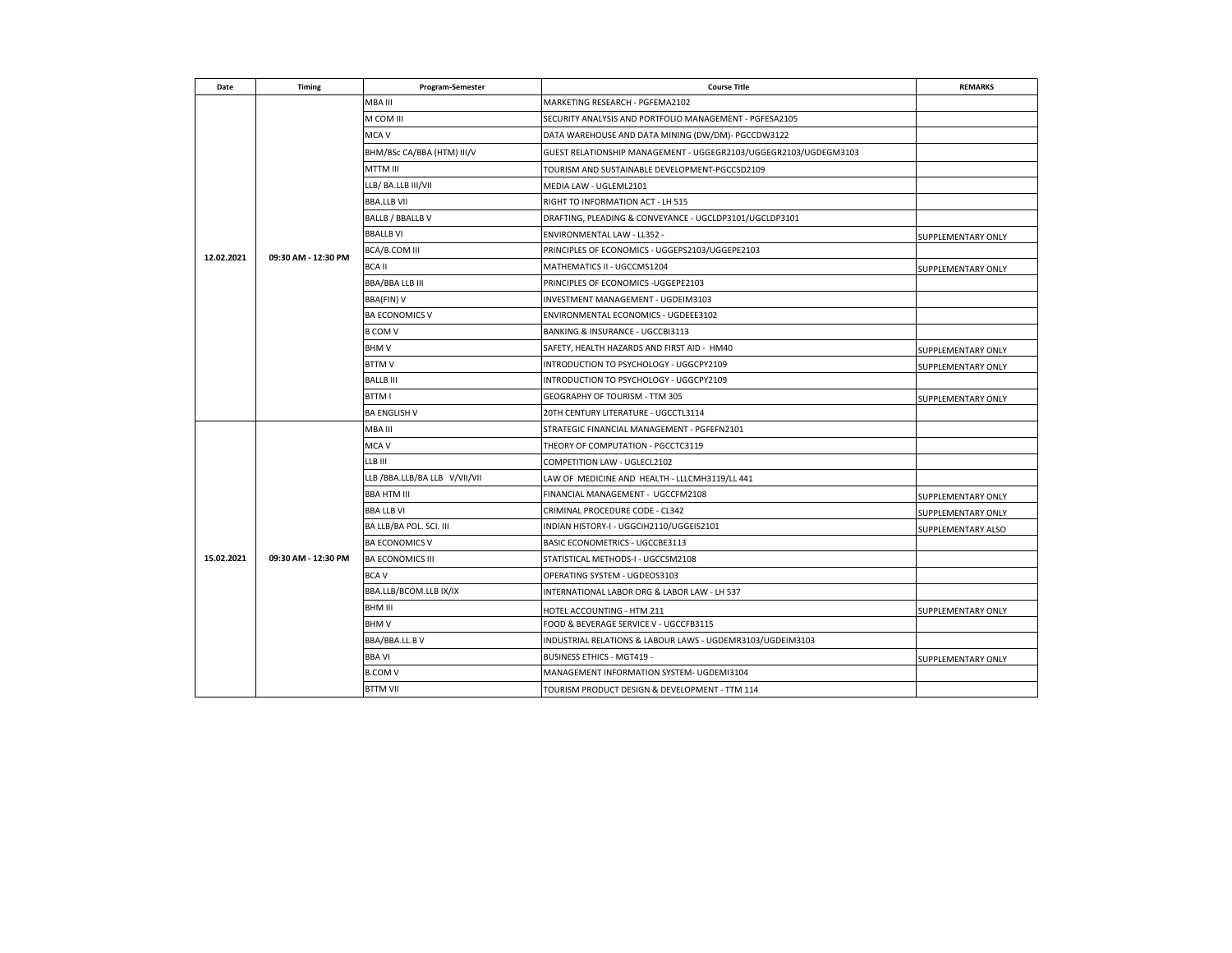| Date | Timing | Program-Semester | Course Title | REMARKS |
|---|---|---|---|---|
| 12.02.2021 | 09:30 AM - 12:30 PM | MBA III | MARKETING RESEARCH - PGFEMA2102 | |
| | | M COM III | SECURITY ANALYSIS AND PORTFOLIO MANAGEMENT - PGFESA2105 | |
| | | MCA V | DATA WAREHOUSE AND DATA MINING (DW/DM)- PGCCDW3122 | |
| | | BHM/BSc CA/BBA (HTM) III/V | GUEST RELATIONSHIP MANAGEMENT - UGGEGR2103/UGGEGR2103/UGDEGM3103 | |
| | | MTTM III | TOURISM AND SUSTAINABLE DEVELOPMENT-PGCCSD2109 | |
| | | LLB/ BA.LLB III/VII | MEDIA LAW - UGLEML2101 | |
| | | BBA.LLB VII | RIGHT TO INFORMATION ACT - LH 515 | |
| | | BALLB / BBALLB V | DRAFTING, PLEADING & CONVEYANCE - UGCLDP3101/UGCLDP3101 | |
| | | BBALLB VI | ENVIRONMENTAL LAW - LL352 - | SUPPLEMENTARY ONLY |
| | | BCA/B.COM III | PRINCIPLES OF ECONOMICS - UGGEPS2103/UGGEPE2103 | |
| | | BCA II | MATHEMATICS II - UGCCMS1204 | SUPPLEMENTARY ONLY |
| | | BBA/BBA LLB III | PRINCIPLES OF ECONOMICS -UGGEPE2103 | |
| | | BBA(FIN) V | INVESTMENT MANAGEMENT - UGDEIM3103 | |
| | | BA ECONOMICS V | ENVIRONMENTAL ECONOMICS - UGDEEE3102 | |
| | | B COM V | BANKING & INSURANCE - UGCCBI3113 | |
| | | BHM V | SAFETY, HEALTH HAZARDS AND FIRST AID - HM40 | SUPPLEMENTARY ONLY |
| | | BTTM V | INTRODUCTION TO PSYCHOLOGY - UGGCPY2109 | SUPPLEMENTARY ONLY |
| | | BALLB III | INTRODUCTION TO PSYCHOLOGY - UGGCPY2109 | |
| | | BTTM I | GEOGRAPHY OF TOURISM - TTM 305 | SUPPLEMENTARY ONLY |
| | | BA ENGLISH V | 20TH CENTURY LITERATURE - UGCCTL3114 | |
| 15.02.2021 | 09:30 AM - 12:30 PM | MBA III | STRATEGIC FINANCIAL MANAGEMENT - PGFEFN2101 | |
| | | MCA V | THEORY OF COMPUTATION - PGCCTC3119 | |
| | | LLB III | COMPETITION LAW - UGLECL2102 | |
| | | LLB /BBA.LLB/BA LLB V/VII/VII | LAW OF MEDICINE AND HEALTH - LLLCMH3119/LL 441 | |
| | | BBA HTM III | FINANCIAL MANAGEMENT - UGCCFM2108 | SUPPLEMENTARY ONLY |
| | | BBA LLB VI | CRIMINAL PROCEDURE CODE - CL342 | SUPPLEMENTARY ONLY |
| | | BA LLB/BA POL. SCI. III | INDIAN HISTORY-I - UGGCIH2110/UGGEIS2101 | SUPPLEMENTARY ALSO |
| | | BA ECONOMICS V | BASIC ECONOMETRICS - UGCCBE3113 | |
| | | BA ECONOMICS III | STATISTICAL METHODS-I - UGCCSM2108 | |
| | | BCA V | OPERATING SYSTEM - UGDEOS3103 | |
| | | BBA.LLB/BCOM.LLB IX/IX | INTERNATIONAL LABOR ORG & LABOR LAW - LH 537 | |
| | | BHM III | HOTEL ACCOUNTING - HTM 211 | SUPPLEMENTARY ONLY |
| | | BHM V | FOOD & BEVERAGE SERVICE V - UGCCFB3115 | |
| | | BBA/BBA.LL.B V | INDUSTRIAL RELATIONS & LABOUR LAWS - UGDEMR3103/UGDEIM3103 | |
| | | BBA VI | BUSINESS ETHICS - MGT419 - | SUPPLEMENTARY ONLY |
| | | B.COM V | MANAGEMENT INFORMATION SYSTEM- UGDEMI3104 | |
| | | BTTM VII | TOURISM PRODUCT DESIGN & DEVELOPMENT - TTM 114 | |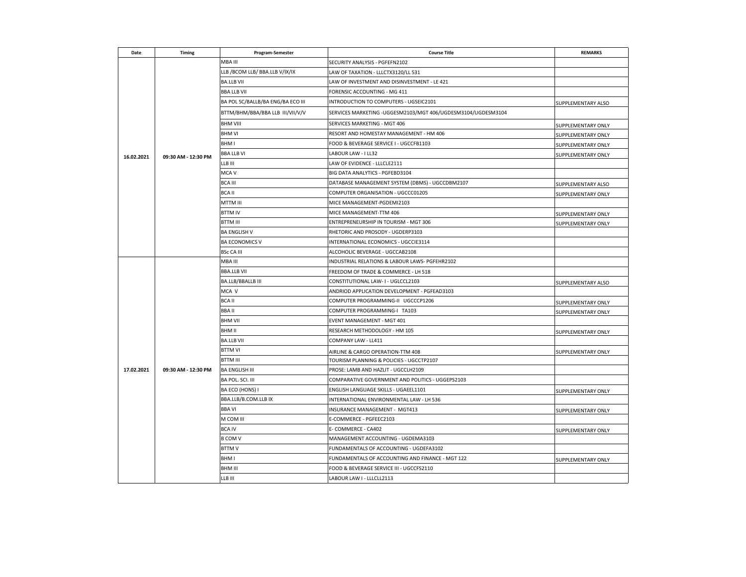| Date | Timing | Program-Semester | Course Title | REMARKS |
|---|---|---|---|---|
| 16.02.2021 | 09:30 AM - 12:30 PM | MBA III | SECURITY ANALYSIS - PGFEFN2102 | |
| | | LLB /BCOM LLB/ BBA.LLB V/IX/IX | LAW OF TAXATION - LLLCTX3120/LL 531 | |
| | | BA.LLB VII | LAW OF INVESTMENT AND DISINVESTMENT - LE 421 | |
| | | BBA LLB VII | FORENSIC ACCOUNTING - MG 411 | |
| | | BA POL SC/BALLB/BA ENG/BA ECO III | INTRODUCTION TO COMPUTERS - UGSEIC2101 | SUPPLEMENTARY ALSO |
| | | BTTM/BHM/BBA/BBA LLB III/VII/V/V | SERVICES MARKETING -UGGESM2103/MGT 406/UGDESM3104/UGDESM3104 | |
| | | BHM VIII | SERVICES MARKETING - MGT 406 | SUPPLEMENTARY ONLY |
| | | BHM VI | RESORT AND HOMESTAY MANAGEMENT - HM 406 | SUPPLEMENTARY ONLY |
| | | BHM I | FOOD & BEVERAGE SERVICE I - UGCCFB1103 | SUPPLEMENTARY ONLY |
| | | BBA LLB VI | LABOUR LAW - I LL32 | SUPPLEMENTARY ONLY |
| | | LLB III | LAW OF EVIDENCE - LLLCLE2111 | |
| | | MCA V | BIG DATA ANALYTICS - PGFEBD3104 | |
| | | BCA III | DATABASE MANAGEMENT SYSTEM (DBMS) - UGCCDBM2107 | SUPPLEMENTARY ALSO |
| | | BCA II | COMPUTER ORGANISATION - UGCCC01205 | SUPPLEMENTARY ONLY |
| | | MTTM III | MICE MANAGEMENT-PGDEMI2103 | |
| | | BTTM IV | MICE MANAGEMENT-TTM 406 | SUPPLEMENTARY ONLY |
| | | BTTM III | ENTREPRENEURSHIP IN TOURISM - MGT 306 | SUPPLEMENTARY ONLY |
| | | BA ENGLISH V | RHETORIC AND PROSODY - UGDERP3103 | |
| | | BA ECONOMICS V | INTERNATIONAL ECONOMICS - UGCCIE3114 | |
| | | BSc CA III | ALCOHOLIC BEVERAGE - UGCCAB2108 | |
| 17.02.2021 | 09:30 AM - 12:30 PM | MBA III | INDUSTRIAL RELATIONS & LABOUR LAWS- PGFEHR2102 | |
| | | BBA.LLB VII | FREEDOM OF TRADE & COMMERCE - LH 518 | |
| | | BA.LLB/BBALLB III | CONSTITUTIONAL LAW- I - UGLCCL2103 | SUPPLEMENTARY ALSO |
| | | MCA V | ANDRIOD APPLICATION DEVELOPMENT - PGFEAD3103 | |
| | | BCA II | COMPUTER PROGRAMMING-II UGCCCP1206 | SUPPLEMENTARY ONLY |
| | | BBA II | COMPUTER PROGRAMMING-I TA103 | SUPPLEMENTARY ONLY |
| | | BHM VII | EVENT MANAGEMENT - MGT 401 | |
| | | BHM II | RESEARCH METHODOLOGY - HM 105 | SUPPLEMENTARY ONLY |
| | | BA.LLB VII | COMPANY LAW - LL411 | |
| | | BTTM VI | AIRLINE & CARGO OPERATION-TTM 408 | SUPPLEMENTARY ONLY |
| | | BTTM III | TOURISM PLANNING & POLICIES - UGCCTP2107 | |
| | | BA ENGLISH III | PROSE: LAMB AND HAZLIT - UGCCLH2109 | |
| | | BA POL. SCI. III | COMPARATIVE GOVERNMENT AND POLITICS - UGGEPS2103 | |
| | | BA ECO (HONS) I | ENGLISH LANGUAGE SKILLS - UGAEEL1101 | SUPPLEMENTARY ONLY |
| | | BBA.LLB/B.COM.LLB IX | INTERNATIONAL ENVIRONMENTAL LAW - LH 536 | |
| | | BBA VI | INSURANCE MANAGEMENT - MGT413 | SUPPLEMENTARY ONLY |
| | | M COM III | E-COMMERCE - PGFEEC2103 | |
| | | BCA IV | E- COMMERCE - CA402 | SUPPLEMENTARY ONLY |
| | | B COM V | MANAGEMENT ACCOUNTING - UGDEMA3103 | |
| | | BTTM V | FUNDAMENTALS OF ACCOUNTING - UGDEFA3102 | |
| | | BHM I | FUNDAMENTALS OF ACCOUNTING AND FINANCE - MGT 122 | SUPPLEMENTARY ONLY |
| | | BHM III | FOOD & BEVERAGE SERVICE III - UGCCFS2110 | |
| | | LLB III | LABOUR LAW I - LLLCLL2113 | |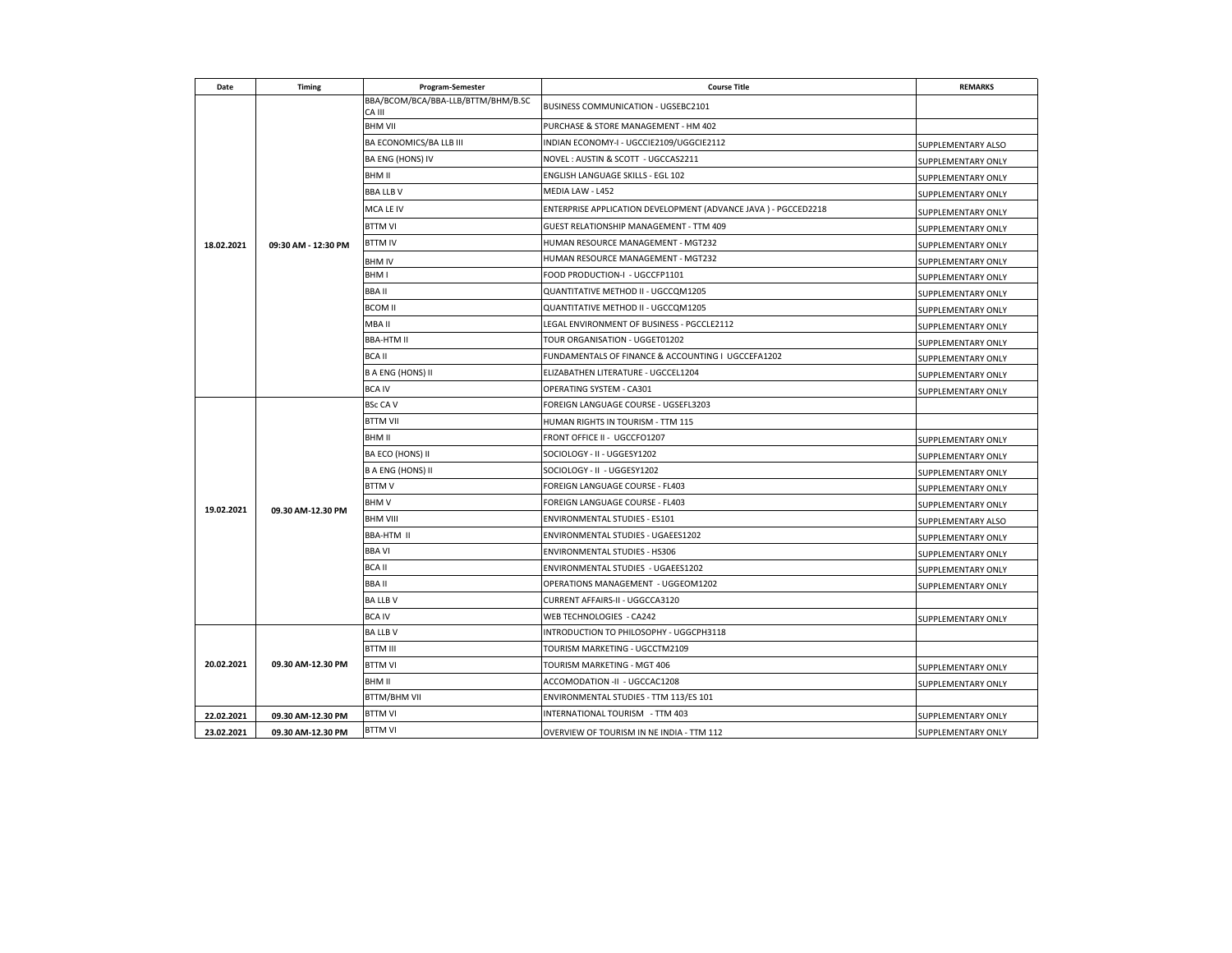| Date | Timing | Program-Semester | Course Title | REMARKS |
|---|---|---|---|---|
| 18.02.2021 | 09:30 AM - 12:30 PM | BBA/BCOM/BCA/BBA-LLB/BTTM/BHM/B.SC CA III | BUSINESS COMMUNICATION - UGSEBC2101 | |
| | | BHM VII | PURCHASE & STORE MANAGEMENT - HM 402 | |
| | | BA ECONOMICS/BA LLB III | INDIAN ECONOMY-I - UGCCIE2109/UGGCIE2112 | SUPPLEMENTARY ALSO |
| | | BA ENG (HONS) IV | NOVEL : AUSTIN & SCOTT - UGCCAS2211 | SUPPLEMENTARY ONLY |
| | | BHM II | ENGLISH LANGUAGE SKILLS - EGL 102 | SUPPLEMENTARY ONLY |
| | | BBA LLB V | MEDIA LAW - L452 | SUPPLEMENTARY ONLY |
| | | MCA LE IV | ENTERPRISE APPLICATION DEVELOPMENT (ADVANCE JAVA ) - PGCCED2218 | SUPPLEMENTARY ONLY |
| | | BTTM VI | GUEST RELATIONSHIP MANAGEMENT - TTM 409 | SUPPLEMENTARY ONLY |
| | | BTTM IV | HUMAN RESOURCE MANAGEMENT - MGT232 | SUPPLEMENTARY ONLY |
| | | BHM IV | HUMAN RESOURCE MANAGEMENT - MGT232 | SUPPLEMENTARY ONLY |
| | | BHM I | FOOD PRODUCTION-I - UGCCFP1101 | SUPPLEMENTARY ONLY |
| | | BBA II | QUANTITATIVE METHOD II - UGCCQM1205 | SUPPLEMENTARY ONLY |
| | | BCOM II | QUANTITATIVE METHOD II - UGCCQM1205 | SUPPLEMENTARY ONLY |
| | | MBA II | LEGAL ENVIRONMENT OF BUSINESS - PGCCLE2112 | SUPPLEMENTARY ONLY |
| | | BBA-HTM II | TOUR ORGANISATION - UGGET01202 | SUPPLEMENTARY ONLY |
| | | BCA II | FUNDAMENTALS OF FINANCE & ACCOUNTING I UGCCEFA1202 | SUPPLEMENTARY ONLY |
| | | B A ENG (HONS) II | ELIZABATHEN LITERATURE - UGCCEL1204 | SUPPLEMENTARY ONLY |
| | | BCA IV | OPERATING SYSTEM - CA301 | SUPPLEMENTARY ONLY |
| 19.02.2021 | 09.30 AM-12.30 PM | BSc CA V | FOREIGN LANGUAGE COURSE - UGSEFL3203 | |
| | | BTTM VII | HUMAN RIGHTS IN TOURISM - TTM 115 | |
| | | BHM II | FRONT OFFICE II - UGCCFO1207 | SUPPLEMENTARY ONLY |
| | | BA ECO (HONS) II | SOCIOLOGY - II - UGGESY1202 | SUPPLEMENTARY ONLY |
| | | B A ENG (HONS) II | SOCIOLOGY - II - UGGESY1202 | SUPPLEMENTARY ONLY |
| | | BTTM V | FOREIGN LANGUAGE COURSE - FL403 | SUPPLEMENTARY ONLY |
| | | BHM V | FOREIGN LANGUAGE COURSE - FL403 | SUPPLEMENTARY ONLY |
| | | BHM VIII | ENVIRONMENTAL STUDIES - ES101 | SUPPLEMENTARY ALSO |
| | | BBA-HTM II | ENVIRONMENTAL STUDIES - UGAEES1202 | SUPPLEMENTARY ONLY |
| | | BBA VI | ENVIRONMENTAL STUDIES - HS306 | SUPPLEMENTARY ONLY |
| | | BCA II | ENVIRONMENTAL STUDIES - UGAEES1202 | SUPPLEMENTARY ONLY |
| | | BBA II | OPERATIONS MANAGEMENT - UGGEOM1202 | SUPPLEMENTARY ONLY |
| | | BA LLB V | CURRENT AFFAIRS-II - UGGCCA3120 | |
| | | BCA IV | WEB TECHNOLOGIES - CA242 | SUPPLEMENTARY ONLY |
| 20.02.2021 | 09.30 AM-12.30 PM | BA LLB V | INTRODUCTION TO PHILOSOPHY - UGGCPH3118 | |
| | | BTTM III | TOURISM MARKETING - UGCCTM2109 | |
| | | BTTM VI | TOURISM MARKETING - MGT 406 | SUPPLEMENTARY ONLY |
| | | BHM II | ACCOMODATION -II - UGCCAC1208 | SUPPLEMENTARY ONLY |
| | | BTTM/BHM VII | ENVIRONMENTAL STUDIES - TTM 113/ES 101 | |
| 22.02.2021 | 09.30 AM-12.30 PM | BTTM VI | INTERNATIONAL TOURISM - TTM 403 | SUPPLEMENTARY ONLY |
| 23.02.2021 | 09.30 AM-12.30 PM | BTTM VI | OVERVIEW OF TOURISM IN NE INDIA - TTM 112 | SUPPLEMENTARY ONLY |